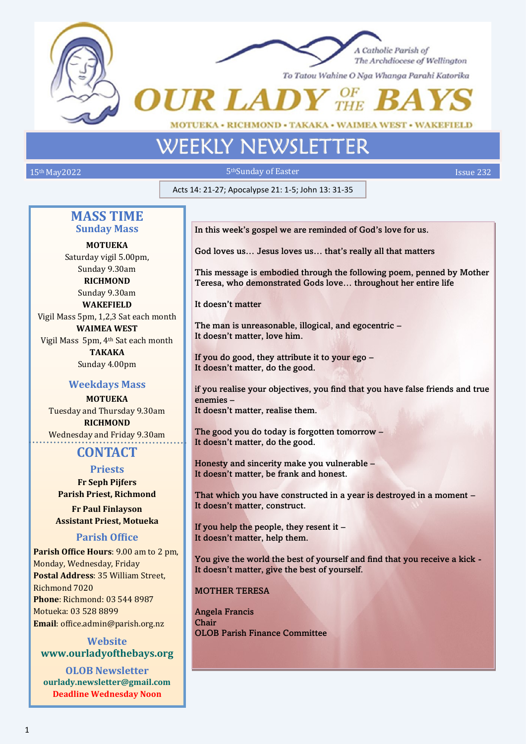A Catholic Parish of
The Archdiocese of Wellington

To Tatou Wahine O Nga Whanga Parahi Katorika

# OUR LADY OF THE BAYS

MOTUEKA • RICHMOND • TAKAKA • WAIMEA WEST • WAKEFIELD

# WEEKLY NEWSLETTER

15th May2022 | 5thSunday of Easter | Issue 232

Acts 14: 21-27; Apocalypse 21: 1-5; John 13: 31-35

## MASS TIME

### Sunday Mass

**MOTUEKA**
Saturday vigil 5.00pm,
Sunday 9.30am

**RICHMOND**
Sunday 9.30am

**WAKEFIELD**
Vigil Mass 5pm, 1,2,3 Sat each month

**WAIMEA WEST**
Vigil Mass 5pm, 4th Sat each month

**TAKAKA**
Sunday 4.00pm

### Weekdays Mass

**MOTUEKA**
Tuesday and Thursday 9.30am

**RICHMOND**
Wednesday and Friday 9.30am

## CONTACT

### Priests

**Fr Seph Pijfers**
**Parish Priest, Richmond**

**Fr Paul Finlayson**
**Assistant Priest, Motueka**

### Parish Office

**Parish Office Hours**: 9.00 am to 2 pm, Monday, Wednesday, Friday
**Postal Address**: 35 William Street, Richmond 7020
**Phone**: Richmond: 03 544 8987
Motueka: 03 528 8899
**Email**: office.admin@parish.org.nz

### Website

**www.ourladyofthebays.org**

### OLOB Newsletter

**ourlady.newsletter@gmail.com**
**Deadline Wednesday Noon**

---

In this week's gospel we are reminded of God's love for us.

God loves us… Jesus loves us… that's really all that matters

This message is embodied through the following poem, penned by Mother Teresa, who demonstrated Gods love… throughout her entire life

It doesn't matter

The man is unreasonable, illogical, and egocentric –
It doesn't matter, love him.

If you do good, they attribute it to your ego –
It doesn't matter, do the good.

if you realise your objectives, you find that you have false friends and true enemies –
It doesn't matter, realise them.

The good you do today is forgotten tomorrow –
It doesn't matter, do the good.

Honesty and sincerity make you vulnerable –
It doesn't matter, be frank and honest.

That which you have constructed in a year is destroyed in a moment –
It doesn't matter, construct.

If you help the people, they resent it –
It doesn't matter, help them.

You give the world the best of yourself and find that you receive a kick -
It doesn't matter, give the best of yourself.

MOTHER TERESA

Angela Francis
Chair
OLOB Parish Finance Committee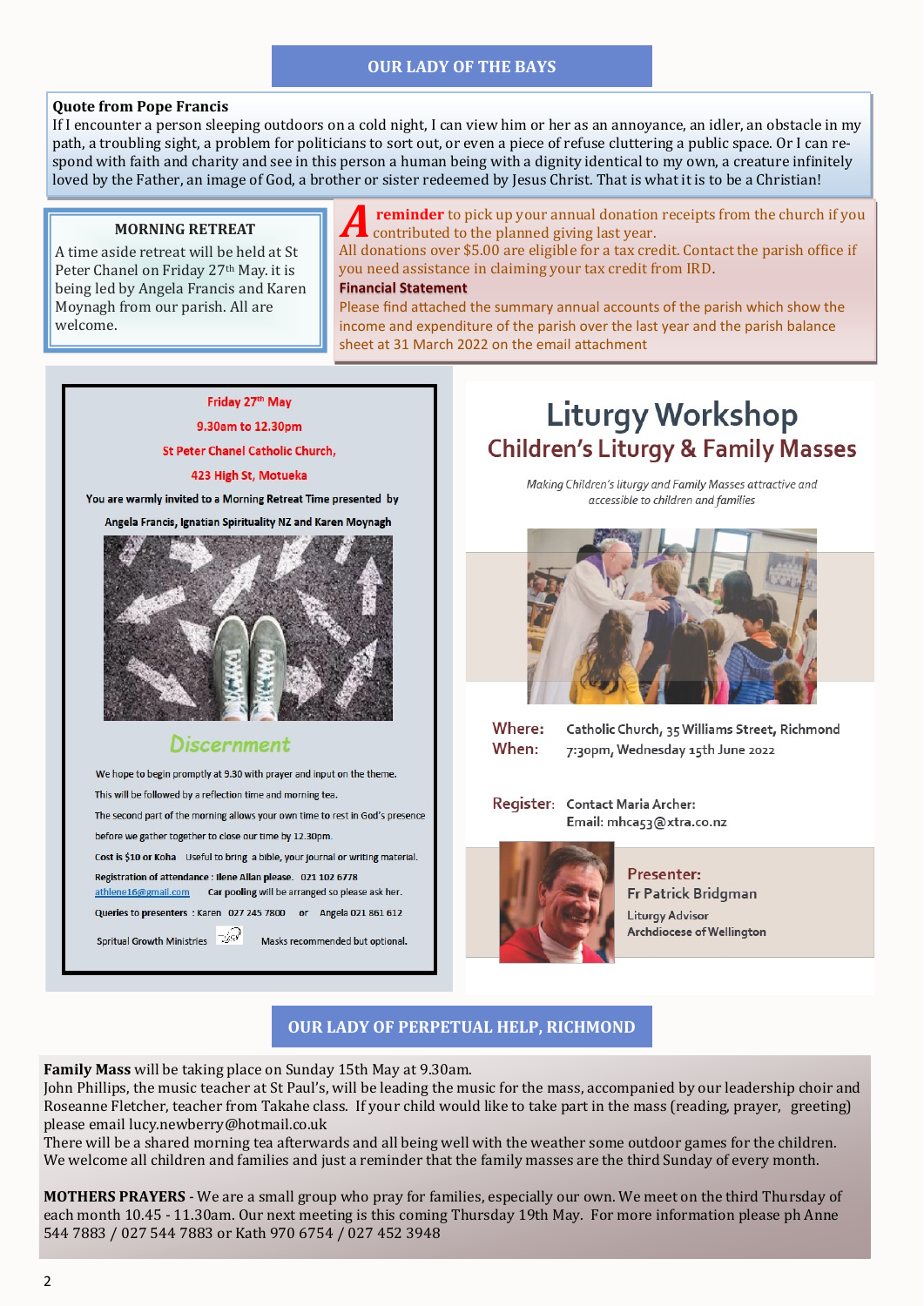## OUR LADY OF THE BAYS

**Quote from Pope Francis**

If I encounter a person sleeping outdoors on a cold night, I can view him or her as an annoyance, an idler, an obstacle in my path, a troubling sight, a problem for politicians to sort out, or even a piece of refuse cluttering a public space. Or I can respond with faith and charity and see in this person a human being with a dignity identical to my own, a creature infinitely loved by the Father, an image of God, a brother or sister redeemed by Jesus Christ. That is what it is to be a Christian!

### MORNING RETREAT

A time aside retreat will be held at St Peter Chanel on Friday 27th May. it is being led by Angela Francis and Karen Moynagh from our parish. All are welcome.

**A reminder** to pick up your annual donation receipts from the church if you contributed to the planned giving last year.

All donations over $5.00 are eligible for a tax credit. Contact the parish office if you need assistance in claiming your tax credit from IRD.

**Financial Statement**

Please find attached the summary annual accounts of the parish which show the income and expenditure of the parish over the last year and the parish balance sheet at 31 March 2022 on the email attachment

Friday 27th May

9.30am to 12.30pm

St Peter Chanel Catholic Church,

423 High St, Motueka

You are warmly invited to a Morning Retreat Time presented by

Angela Francis, Ignatian Spirituality NZ and Karen Moynagh

### Discernment

We hope to begin promptly at 9.30 with prayer and input on the theme.

This will be followed by a reflection time and morning tea.

The second part of the morning allows your own time to rest in God's presence before we gather together to close our time by 12.30pm.

**Cost is $10 or Koha** Useful to bring a bible, your journal or writing material.

**Registration of attendance : Ilene Allan please.** 021 102 6778 athlene16@gmail.com **Car pooling** will be arranged so please ask her.

**Queries to presenters** : Karen 027 245 7800 or Angela 021 861 612

Spritual Growth Ministries Masks recommended but optional.

## Liturgy Workshop
### Children's Liturgy & Family Masses

*Making Children's liturgy and Family Masses attractive and accessible to children and families*

**Where:** Catholic Church, 35 Williams Street, Richmond

**When:** 7:30pm, Wednesday 15th June 2022

**Register:** Contact Maria Archer:
Email: mhca53@xtra.co.nz

**Presenter:**
Fr Patrick Bridgman
Liturgy Advisor
Archdiocese of Wellington

## OUR LADY OF PERPETUAL HELP, RICHMOND

**Family Mass** will be taking place on Sunday 15th May at 9.30am.

John Phillips, the music teacher at St Paul's, will be leading the music for the mass, accompanied by our leadership choir and Roseanne Fletcher, teacher from Takahe class. If your child would like to take part in the mass (reading, prayer, greeting) please email lucy.newberry@hotmail.co.uk

There will be a shared morning tea afterwards and all being well with the weather some outdoor games for the children. We welcome all children and families and just a reminder that the family masses are the third Sunday of every month.

**MOTHERS PRAYERS** - We are a small group who pray for families, especially our own. We meet on the third Thursday of each month 10.45 - 11.30am. Our next meeting is this coming Thursday 19th May. For more information please ph Anne 544 7883 / 027 544 7883 or Kath 970 6754 / 027 452 3948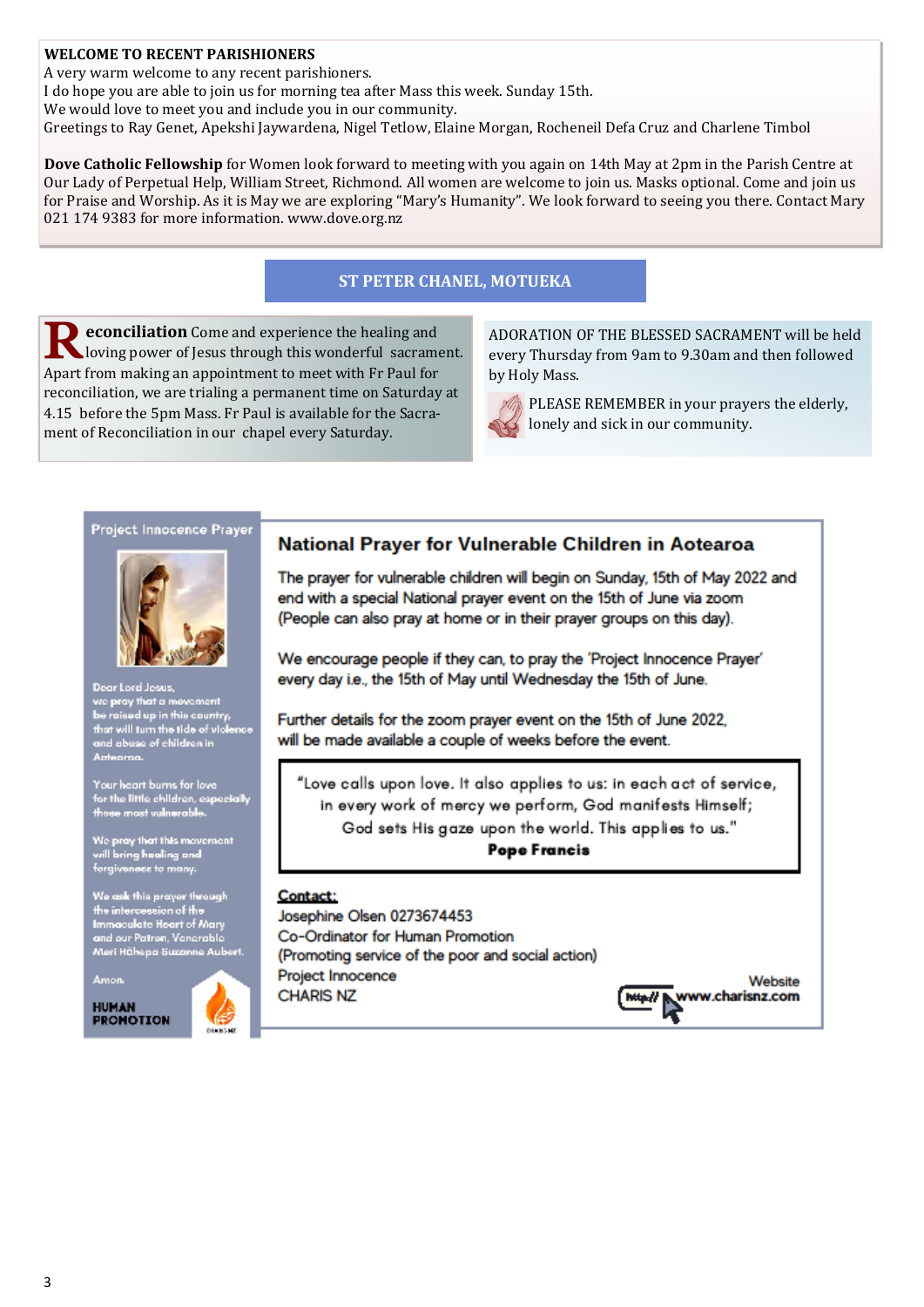**WELCOME TO RECENT PARISHIONERS**

A very warm welcome to any recent parishioners.
I do hope you are able to join us for morning tea after Mass this week. Sunday 15th.
We would love to meet you and include you in our community.
Greetings to Ray Genet, Apekshi Jaywardena, Nigel Tetlow, Elaine Morgan, Rocheneil Defa Cruz and Charlene Timbol

**Dove Catholic Fellowship** for Women look forward to meeting with you again on 14th May at 2pm in the Parish Centre at Our Lady of Perpetual Help, William Street, Richmond. All women are welcome to join us. Masks optional. Come and join us for Praise and Worship. As it is May we are exploring "Mary's Humanity". We look forward to seeing you there. Contact Mary 021 174 9383 for more information. www.dove.org.nz

## ST PETER CHANEL, MOTUEKA

**Reconciliation** Come and experience the healing and loving power of Jesus through this wonderful sacrament. Apart from making an appointment to meet with Fr Paul for reconciliation, we are trialing a permanent time on Saturday at 4.15 before the 5pm Mass. Fr Paul is available for the Sacrament of Reconciliation in our chapel every Saturday.

ADORATION OF THE BLESSED SACRAMENT will be held every Thursday from 9am to 9.30am and then followed by Holy Mass.

PLEASE REMEMBER in your prayers the elderly, lonely and sick in our community.

### Project Innocence Prayer

Dear Lord Jesus,
we pray that a movement be raised up in this country, that will turn the tide of violence and abuse of children in Aotearoa.

Your heart burns for love for the little children, especially those most vulnerable.

We pray that this movement will bring healing and forgiveness to many.

We ask this prayer through the intercession of the Immaculate Heart of Mary and our Patron, Venerable Meri Hōhepa Suzanne Aubert.

Amen.

HUMAN PROMOTION

### National Prayer for Vulnerable Children in Aotearoa

The prayer for vulnerable children will begin on Sunday, 15th of May 2022 and end with a special National prayer event on the 15th of June via zoom (People can also pray at home or in their prayer groups on this day).

We encourage people if they can, to pray the 'Project Innocence Prayer' every day i.e., the 15th of May until Wednesday the 15th of June.

Further details for the zoom prayer event on the 15th of June 2022, will be made available a couple of weeks before the event.

> "Love calls upon love. It also applies to us: in each act of service, in every work of mercy we perform, God manifests Himself; God sets His gaze upon the world. This applies to us."
> **Pope Francis**

**Contact:**
Josephine Olsen 0273674453
Co-Ordinator for Human Promotion
(Promoting service of the poor and social action)
Project Innocence
CHARIS NZ

Website
www.charisnz.com